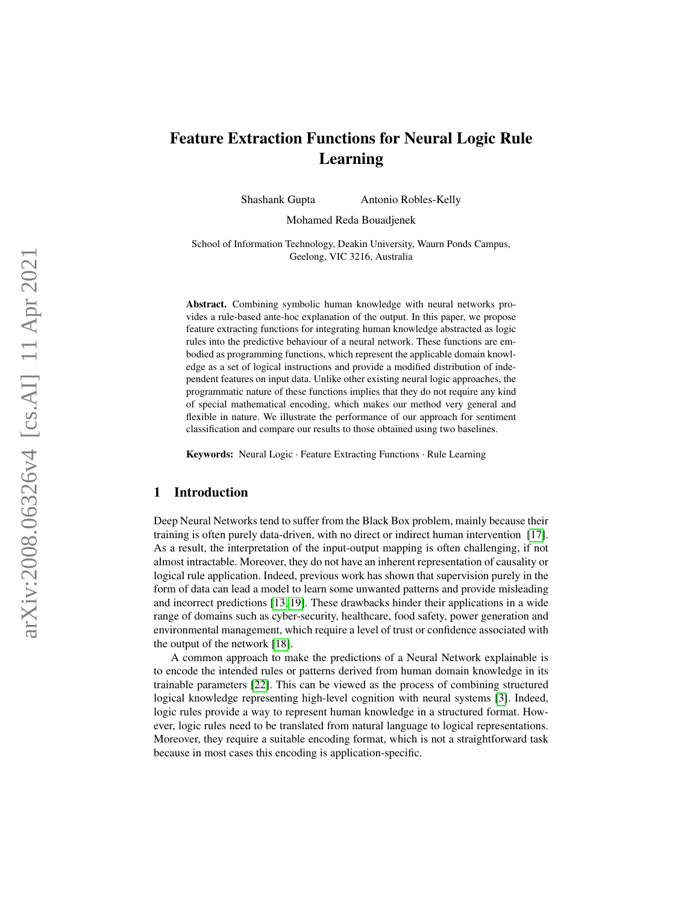# Feature Extraction Functions for Neural Logic Rule Learning

Shashank Gupta   Antonio Robles-Kelly

Mohamed Reda Bouadjenek

School of Information Technology, Deakin University, Waurn Ponds Campus, Geelong, VIC 3216, Australia

**Abstract.** Combining symbolic human knowledge with neural networks provides a rule-based ante-hoc explanation of the output. In this paper, we propose feature extracting functions for integrating human knowledge abstracted as logic rules into the predictive behaviour of a neural network. These functions are embodied as programming functions, which represent the applicable domain knowledge as a set of logical instructions and provide a modified distribution of independent features on input data. Unlike other existing neural logic approaches, the programmatic nature of these functions implies that they do not require any kind of special mathematical encoding, which makes our method very general and flexible in nature. We illustrate the performance of our approach for sentiment classification and compare our results to those obtained using two baselines.

**Keywords:** Neural Logic · Feature Extracting Functions · Rule Learning

## 1 Introduction

Deep Neural Networks tend to suffer from the Black Box problem, mainly because their training is often purely data-driven, with no direct or indirect human intervention [17]. As a result, the interpretation of the input-output mapping is often challenging, if not almost intractable. Moreover, they do not have an inherent representation of causality or logical rule application. Indeed, previous work has shown that supervision purely in the form of data can lead a model to learn some unwanted patterns and provide misleading and incorrect predictions [13,19]. These drawbacks hinder their applications in a wide range of domains such as cyber-security, healthcare, food safety, power generation and environmental management, which require a level of trust or confidence associated with the output of the network [18].

A common approach to make the predictions of a Neural Network explainable is to encode the intended rules or patterns derived from human domain knowledge in its trainable parameters [22]. This can be viewed as the process of combining structured logical knowledge representing high-level cognition with neural systems [3]. Indeed, logic rules provide a way to represent human knowledge in a structured format. However, logic rules need to be translated from natural language to logical representations. Moreover, they require a suitable encoding format, which is not a straightforward task because in most cases this encoding is application-specific.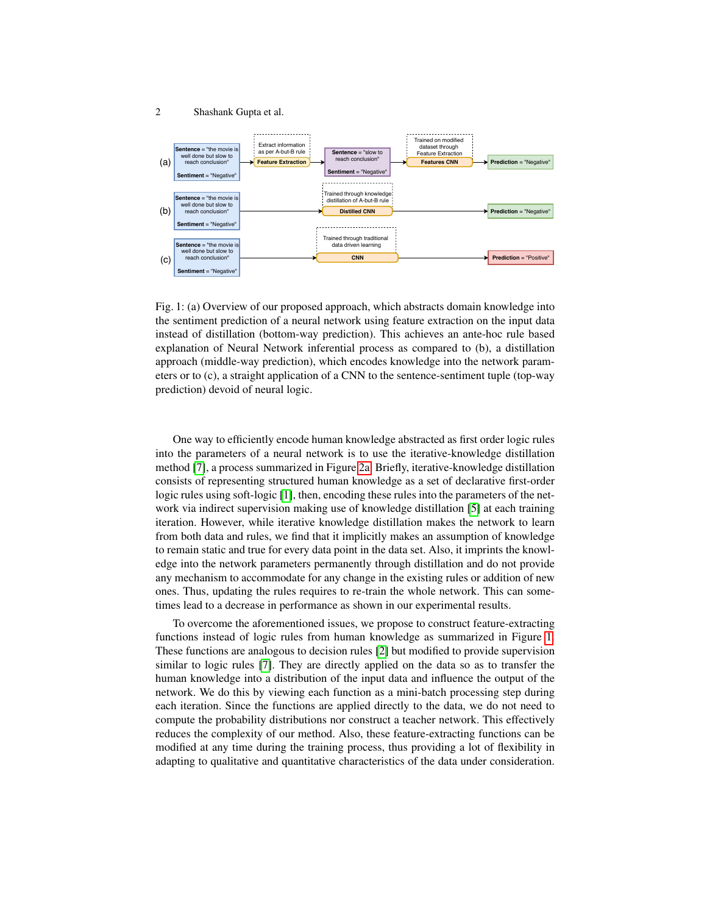Fig. 1: (a) Overview of our proposed approach, which abstracts domain knowledge into the sentiment prediction of a neural network using feature extraction on the input data instead of distillation (bottom-way prediction). This achieves an ante-hoc rule based explanation of Neural Network inferential process as compared to (b), a distillation approach (middle-way prediction), which encodes knowledge into the network parameters or to (c), a straight application of a CNN to the sentence-sentiment tuple (top-way prediction) devoid of neural logic.

One way to efficiently encode human knowledge abstracted as first order logic rules into the parameters of a neural network is to use the iterative-knowledge distillation method [7], a process summarized in Figure 2a. Briefly, iterative-knowledge distillation consists of representing structured human knowledge as a set of declarative first-order logic rules using soft-logic [1], then, encoding these rules into the parameters of the network via indirect supervision making use of knowledge distillation [5] at each training iteration. However, while iterative knowledge distillation makes the network to learn from both data and rules, we find that it implicitly makes an assumption of knowledge to remain static and true for every data point in the data set. Also, it imprints the knowledge into the network parameters permanently through distillation and do not provide any mechanism to accommodate for any change in the existing rules or addition of new ones. Thus, updating the rules requires to re-train the whole network. This can sometimes lead to a decrease in performance as shown in our experimental results.

To overcome the aforementioned issues, we propose to construct feature-extracting functions instead of logic rules from human knowledge as summarized in Figure 1. These functions are analogous to decision rules [2] but modified to provide supervision similar to logic rules [7]. They are directly applied on the data so as to transfer the human knowledge into a distribution of the input data and influence the output of the network. We do this by viewing each function as a mini-batch processing step during each iteration. Since the functions are applied directly to the data, we do not need to compute the probability distributions nor construct a teacher network. This effectively reduces the complexity of our method. Also, these feature-extracting functions can be modified at any time during the training process, thus providing a lot of flexibility in adapting to qualitative and quantitative characteristics of the data under consideration.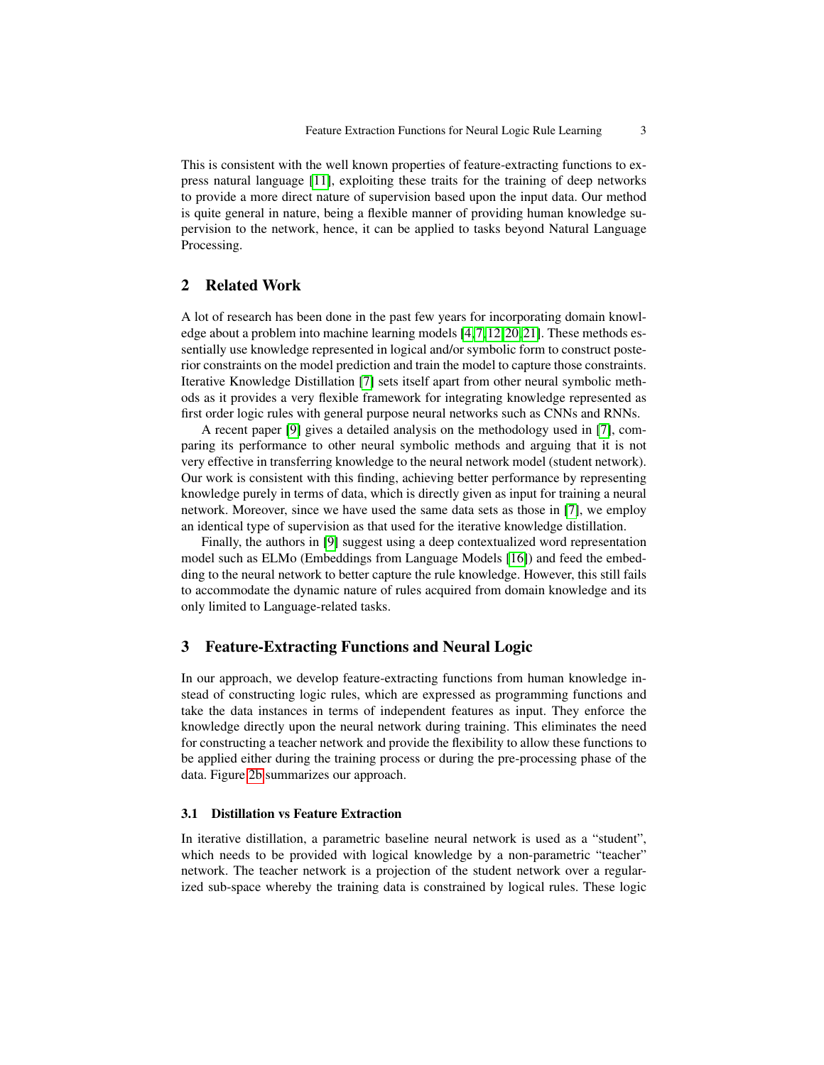This is consistent with the well known properties of feature-extracting functions to express natural language [11], exploiting these traits for the training of deep networks to provide a more direct nature of supervision based upon the input data. Our method is quite general in nature, being a flexible manner of providing human knowledge supervision to the network, hence, it can be applied to tasks beyond Natural Language Processing.

## 2 Related Work

A lot of research has been done in the past few years for incorporating domain knowledge about a problem into machine learning models [4,7,12,20,21]. These methods essentially use knowledge represented in logical and/or symbolic form to construct posterior constraints on the model prediction and train the model to capture those constraints. Iterative Knowledge Distillation [7] sets itself apart from other neural symbolic methods as it provides a very flexible framework for integrating knowledge represented as first order logic rules with general purpose neural networks such as CNNs and RNNs.

A recent paper [9] gives a detailed analysis on the methodology used in [7], comparing its performance to other neural symbolic methods and arguing that it is not very effective in transferring knowledge to the neural network model (student network). Our work is consistent with this finding, achieving better performance by representing knowledge purely in terms of data, which is directly given as input for training a neural network. Moreover, since we have used the same data sets as those in [7], we employ an identical type of supervision as that used for the iterative knowledge distillation.

Finally, the authors in [9] suggest using a deep contextualized word representation model such as ELMo (Embeddings from Language Models [16]) and feed the embedding to the neural network to better capture the rule knowledge. However, this still fails to accommodate the dynamic nature of rules acquired from domain knowledge and its only limited to Language-related tasks.

## 3 Feature-Extracting Functions and Neural Logic

In our approach, we develop feature-extracting functions from human knowledge instead of constructing logic rules, which are expressed as programming functions and take the data instances in terms of independent features as input. They enforce the knowledge directly upon the neural network during training. This eliminates the need for constructing a teacher network and provide the flexibility to allow these functions to be applied either during the training process or during the pre-processing phase of the data. Figure 2b summarizes our approach.

### 3.1 Distillation vs Feature Extraction

In iterative distillation, a parametric baseline neural network is used as a "student", which needs to be provided with logical knowledge by a non-parametric "teacher" network. The teacher network is a projection of the student network over a regularized sub-space whereby the training data is constrained by logical rules. These logic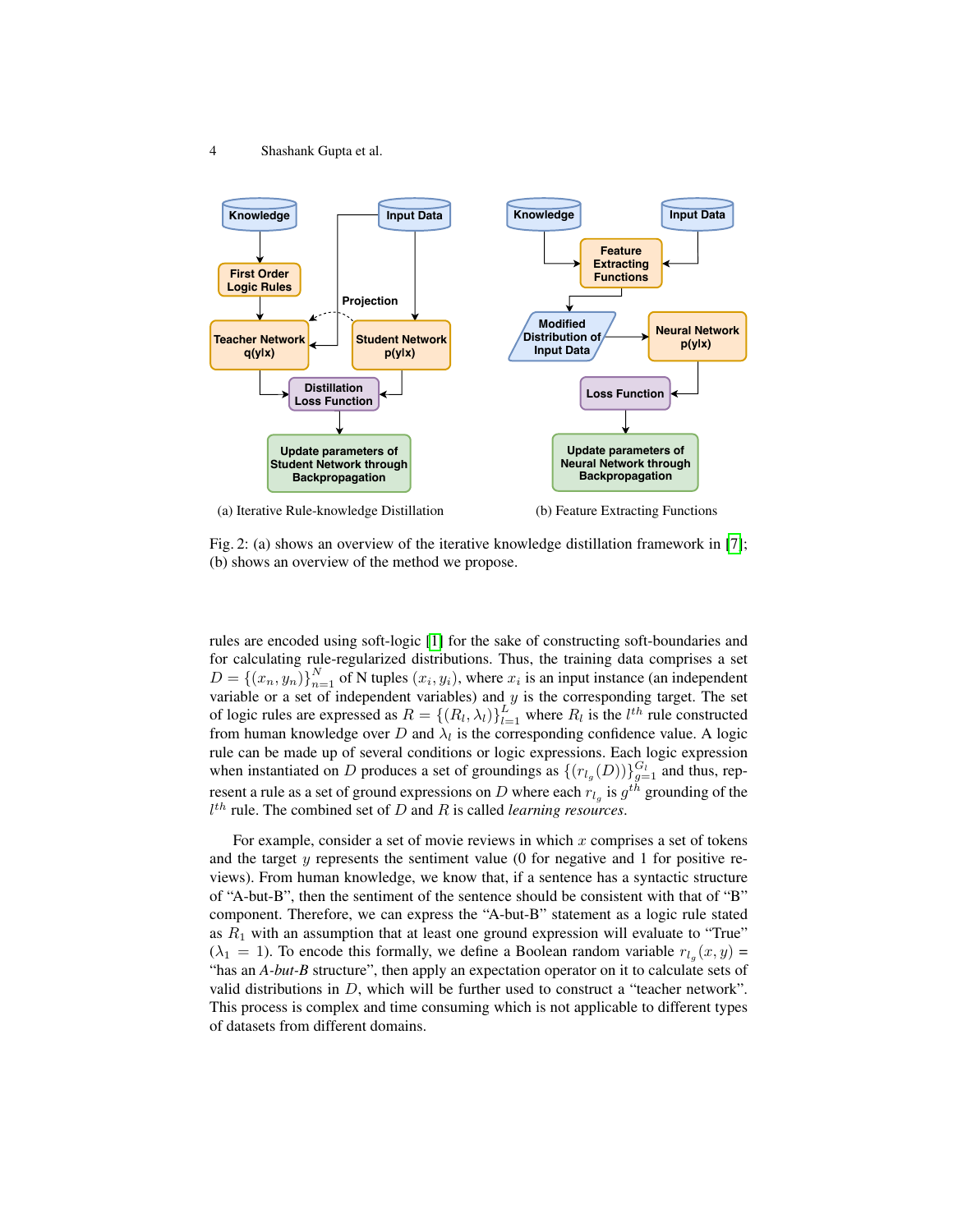(a) Iterative Rule-knowledge Distillation

(b) Feature Extracting Functions

Fig. 2: (a) shows an overview of the iterative knowledge distillation framework in [7]; (b) shows an overview of the method we propose.

rules are encoded using soft-logic [1] for the sake of constructing soft-boundaries and for calculating rule-regularized distributions. Thus, the training data comprises a set $D = \{(x_n, y_n)\}_{n=1}^{N}$ of N tuples $(x_i, y_i)$, where $x_i$ is an input instance (an independent variable or a set of independent variables) and $y$ is the corresponding target. The set of logic rules are expressed as $R = \{(R_l, \lambda_l)\}_{l=1}^{L}$ where $R_l$ is the $l^{th}$ rule constructed from human knowledge over $D$ and $\lambda_l$ is the corresponding confidence value. A logic rule can be made up of several conditions or logic expressions. Each logic expression when instantiated on $D$ produces a set of groundings as $\{(r_{l_g}(D))\}_{g=1}^{G_l}$ and thus, represent a rule as a set of ground expressions on $D$ where each $r_{l_g}$ is $g^{th}$ grounding of the $l^{th}$ rule. The combined set of $D$ and $R$ is called *learning resources*.

For example, consider a set of movie reviews in which $x$ comprises a set of tokens and the target $y$ represents the sentiment value (0 for negative and 1 for positive reviews). From human knowledge, we know that, if a sentence has a syntactic structure of "A-but-B", then the sentiment of the sentence should be consistent with that of "B" component. Therefore, we can express the "A-but-B" statement as a logic rule stated as $R_1$ with an assumption that at least one ground expression will evaluate to "True" ($\lambda_1 = 1$). To encode this formally, we define a Boolean random variable $r_{l_g}(x, y)$ = "has an *A-but-B* structure", then apply an expectation operator on it to calculate sets of valid distributions in $D$, which will be further used to construct a "teacher network". This process is complex and time consuming which is not applicable to different types of datasets from different domains.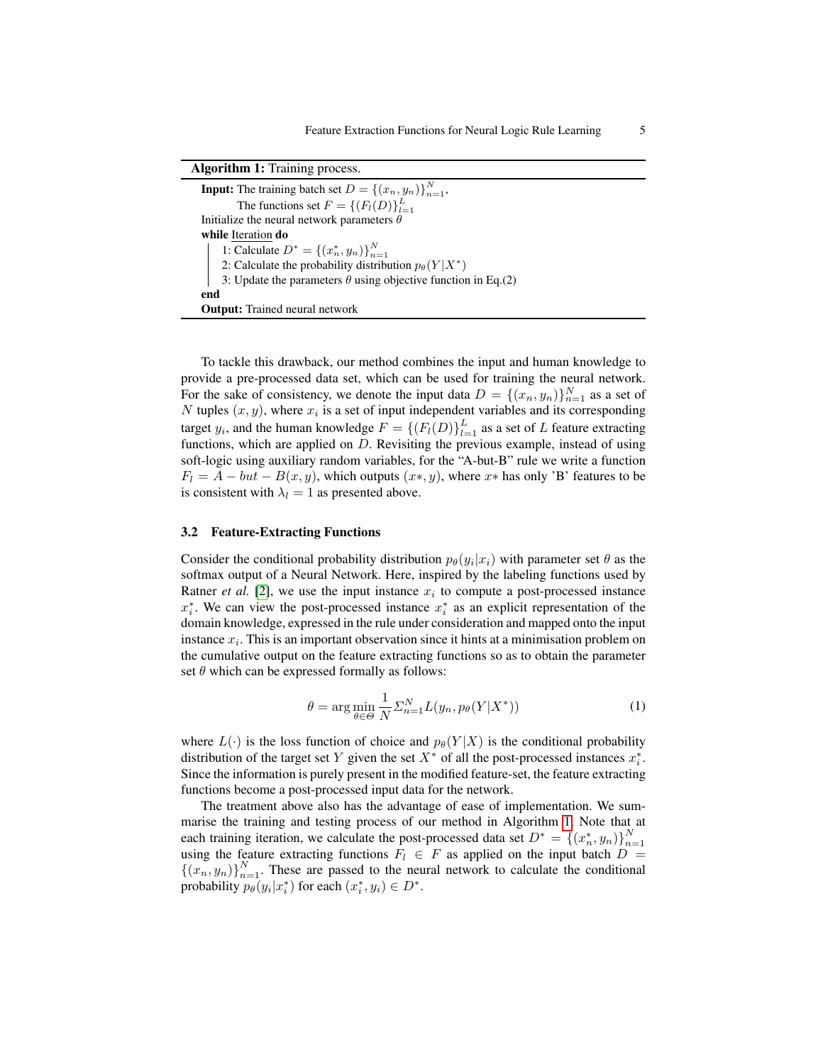**Algorithm 1:** Training process.

**Input:** The training batch set $D = \{(x_n, y_n)\}_{n=1}^{N}$,
    The functions set $F = \{(F_l(D)\}_{l=1}^{L}$

Initialize the neural network parameters $\theta$

**while** Iteration **do**

  1: Calculate $D^* = \{(x_n^*, y_n)\}_{n=1}^{N}$

  2: Calculate the probability distribution $p_\theta(Y|X^*)$

  3: Update the parameters $\theta$ using objective function in Eq.(2)

**end**

**Output:** Trained neural network

To tackle this drawback, our method combines the input and human knowledge to provide a pre-processed data set, which can be used for training the neural network. For the sake of consistency, we denote the input data $D = \{(x_n, y_n)\}_{n=1}^{N}$ as a set of $N$ tuples $(x, y)$, where $x_i$ is a set of input independent variables and its corresponding target $y_i$, and the human knowledge $F = \{(F_l(D)\}_{l=1}^{L}$ as a set of $L$ feature extracting functions, which are applied on $D$. Revisiting the previous example, instead of using soft-logic using auxiliary random variables, for the "A-but-B" rule we write a function $F_l = A - but - B(x, y)$, which outputs $(x*, y)$, where $x*$ has only 'B' features to be is consistent with $\lambda_l = 1$ as presented above.

### 3.2 Feature-Extracting Functions

Consider the conditional probability distribution $p_\theta(y_i|x_i)$ with parameter set $\theta$ as the softmax output of a Neural Network. Here, inspired by the labeling functions used by Ratner *et al.* [2], we use the input instance $x_i$ to compute a post-processed instance $x_i^*$. We can view the post-processed instance $x_i^*$ as an explicit representation of the domain knowledge, expressed in the rule under consideration and mapped onto the input instance $x_i$. This is an important observation since it hints at a minimisation problem on the cumulative output on the feature extracting functions so as to obtain the parameter set $\theta$ which can be expressed formally as follows:

$$\theta = \arg\min_{\theta \in \Theta} \frac{1}{N} \Sigma_{n=1}^{N} L(y_n, p_\theta(Y|X^*)) \tag{1}$$

where $L(\cdot)$ is the loss function of choice and $p_\theta(Y|X)$ is the conditional probability distribution of the target set $Y$ given the set $X^*$ of all the post-processed instances $x_i^*$. Since the information is purely present in the modified feature-set, the feature extracting functions become a post-processed input data for the network.

The treatment above also has the advantage of ease of implementation. We summarise the training and testing process of our method in Algorithm 1. Note that at each training iteration, we calculate the post-processed data set $D^* = \{(x_n^*, y_n)\}_{n=1}^{N}$ using the feature extracting functions $F_l \in F$ as applied on the input batch $D = \{(x_n, y_n)\}_{n=1}^{N}$. These are passed to the neural network to calculate the conditional probability $p_\theta(y_i|x_i^*)$ for each $(x_i^*, y_i) \in D^*$.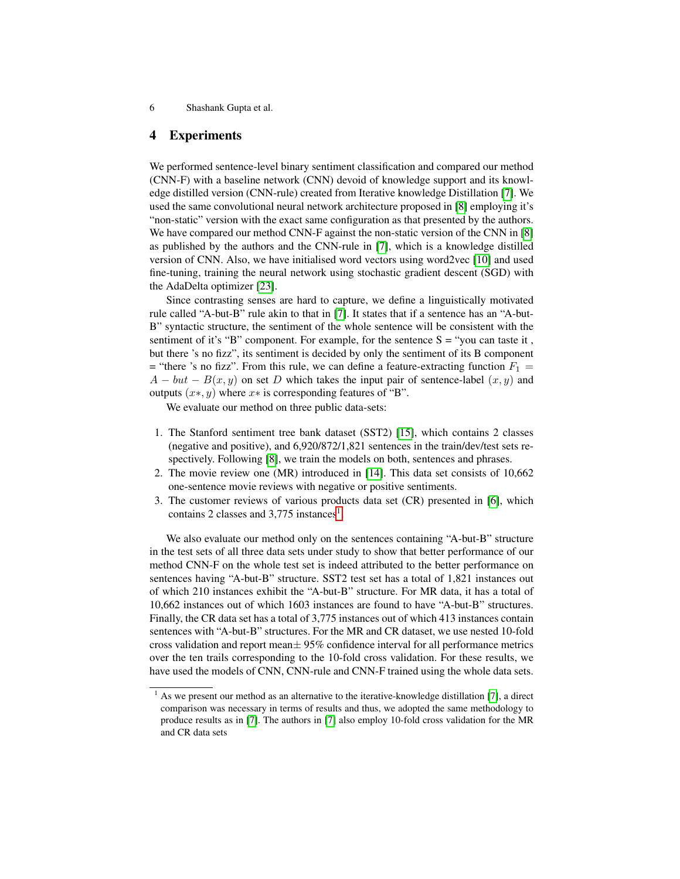## 4 Experiments

We performed sentence-level binary sentiment classification and compared our method (CNN-F) with a baseline network (CNN) devoid of knowledge support and its knowledge distilled version (CNN-rule) created from Iterative knowledge Distillation [7]. We used the same convolutional neural network architecture proposed in [8] employing it's "non-static" version with the exact same configuration as that presented by the authors. We have compared our method CNN-F against the non-static version of the CNN in [8] as published by the authors and the CNN-rule in [7], which is a knowledge distilled version of CNN. Also, we have initialised word vectors using word2vec [10] and used fine-tuning, training the neural network using stochastic gradient descent (SGD) with the AdaDelta optimizer [23].

Since contrasting senses are hard to capture, we define a linguistically motivated rule called "A-but-B" rule akin to that in [7]. It states that if a sentence has an "A-but-B" syntactic structure, the sentiment of the whole sentence will be consistent with the sentiment of it's "B" component. For example, for the sentence S = "you can taste it , but there 's no fizz", its sentiment is decided by only the sentiment of its B component = "there 's no fizz". From this rule, we can define a feature-extracting function $F_1 = A - but - B(x, y)$ on set $D$ which takes the input pair of sentence-label $(x, y)$ and outputs $(x*, y)$ where $x*$ is corresponding features of "B".

We evaluate our method on three public data-sets:

1. The Stanford sentiment tree bank dataset (SST2) [15], which contains 2 classes (negative and positive), and 6,920/872/1,821 sentences in the train/dev/test sets respectively. Following [8], we train the models on both, sentences and phrases.
2. The movie review one (MR) introduced in [14]. This data set consists of 10,662 one-sentence movie reviews with negative or positive sentiments.
3. The customer reviews of various products data set (CR) presented in [6], which contains 2 classes and 3,775 instances[1].

We also evaluate our method only on the sentences containing "A-but-B" structure in the test sets of all three data sets under study to show that better performance of our method CNN-F on the whole test set is indeed attributed to the better performance on sentences having "A-but-B" structure. SST2 test set has a total of 1,821 instances out of which 210 instances exhibit the "A-but-B" structure. For MR data, it has a total of 10,662 instances out of which 1603 instances are found to have "A-but-B" structures. Finally, the CR data set has a total of 3,775 instances out of which 413 instances contain sentences with "A-but-B" structures. For the MR and CR dataset, we use nested 10-fold cross validation and report mean± 95% confidence interval for all performance metrics over the ten trails corresponding to the 10-fold cross validation. For these results, we have used the models of CNN, CNN-rule and CNN-F trained using the whole data sets.

[1] As we present our method as an alternative to the iterative-knowledge distillation [7], a direct comparison was necessary in terms of results and thus, we adopted the same methodology to produce results as in [7]. The authors in [7] also employ 10-fold cross validation for the MR and CR data sets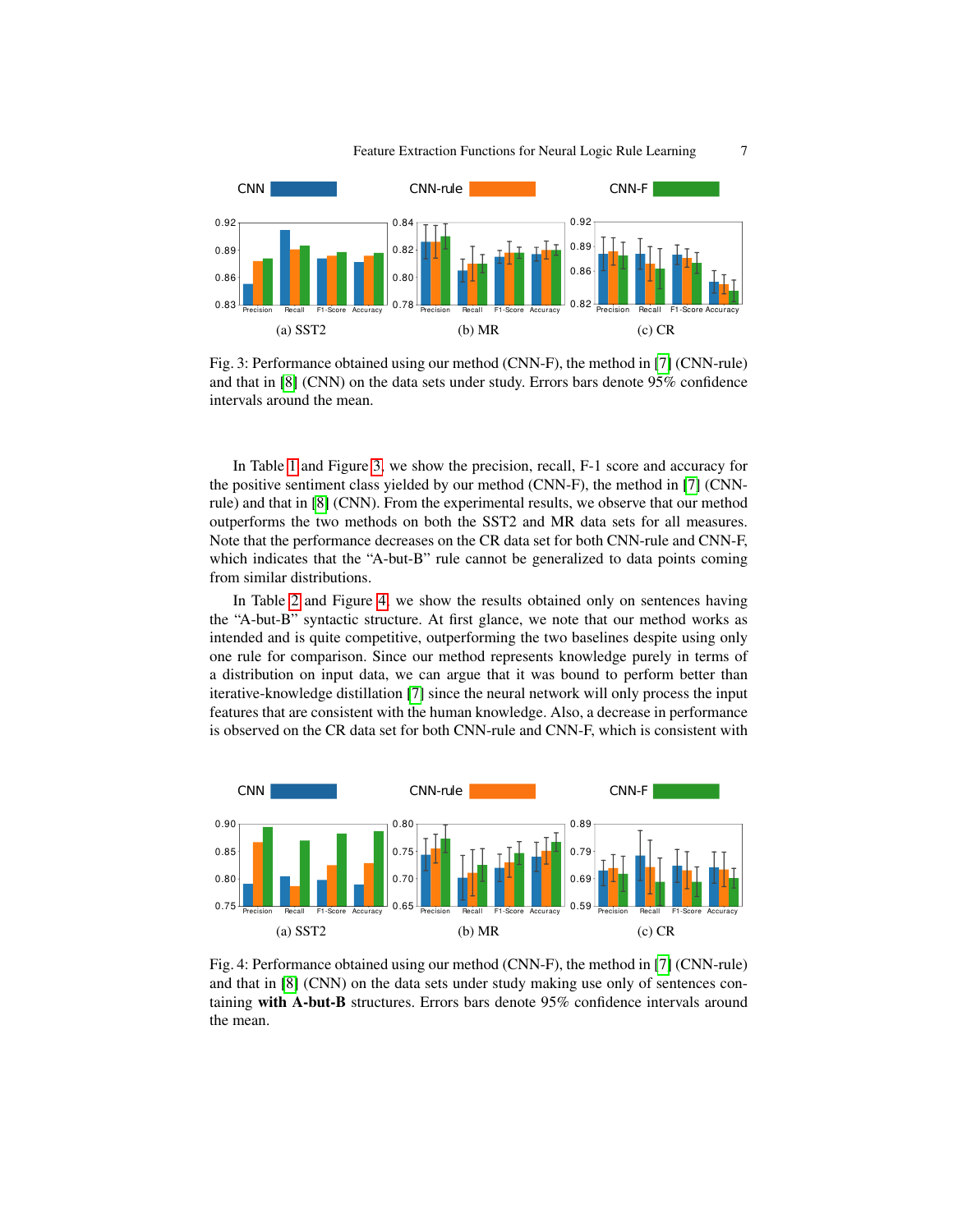Fig. 3: Performance obtained using our method (CNN-F), the method in [7] (CNN-rule) and that in [8] (CNN) on the data sets under study. Errors bars denote 95% confidence intervals around the mean.

In Table 1 and Figure 3, we show the precision, recall, F-1 score and accuracy for the positive sentiment class yielded by our method (CNN-F), the method in [7] (CNN-rule) and that in [8] (CNN). From the experimental results, we observe that our method outperforms the two methods on both the SST2 and MR data sets for all measures. Note that the performance decreases on the CR data set for both CNN-rule and CNN-F, which indicates that the "A-but-B" rule cannot be generalized to data points coming from similar distributions.

In Table 2 and Figure 4, we show the results obtained only on sentences having the "A-but-B" syntactic structure. At first glance, we note that our method works as intended and is quite competitive, outperforming the two baselines despite using only one rule for comparison. Since our method represents knowledge purely in terms of a distribution on input data, we can argue that it was bound to perform better than iterative-knowledge distillation [7] since the neural network will only process the input features that are consistent with the human knowledge. Also, a decrease in performance is observed on the CR data set for both CNN-rule and CNN-F, which is consistent with

Fig. 4: Performance obtained using our method (CNN-F), the method in [7] (CNN-rule) and that in [8] (CNN) on the data sets under study making use only of sentences containing **with A-but-B** structures. Errors bars denote 95% confidence intervals around the mean.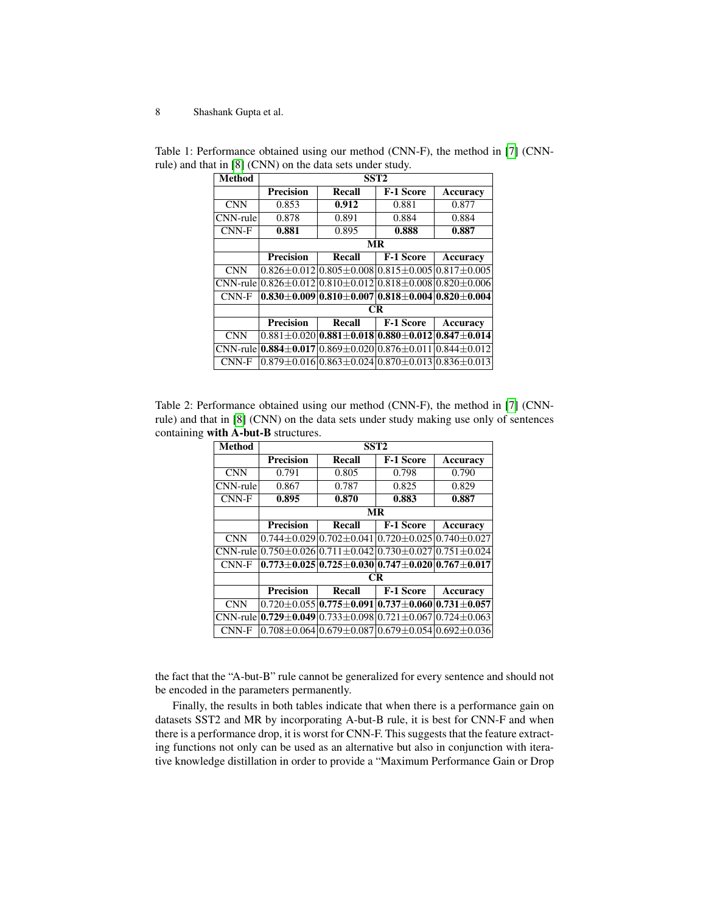Table 1: Performance obtained using our method (CNN-F), the method in [7] (CNN-rule) and that in [8] (CNN) on the data sets under study.

| Method | SST2 | | | |
|---|---|---|---|---|
| | **Precision** | **Recall** | **F-1 Score** | **Accuracy** |
| CNN | 0.853 | **0.912** | 0.881 | 0.877 |
| CNN-rule | 0.878 | 0.891 | 0.884 | 0.884 |
| CNN-F | **0.881** | 0.895 | **0.888** | **0.887** |
| | **MR** | | | |
| | **Precision** | **Recall** | **F-1 Score** | **Accuracy** |
| CNN | 0.826±0.012 | 0.805±0.008 | 0.815±0.005 | 0.817±0.005 |
| CNN-rule | 0.826±0.012 | 0.810±0.012 | 0.818±0.008 | 0.820±0.006 |
| CNN-F | **0.830±0.009** | **0.810±0.007** | **0.818±0.004** | **0.820±0.004** |
| | **CR** | | | |
| | **Precision** | **Recall** | **F-1 Score** | **Accuracy** |
| CNN | 0.881±0.020 | **0.881±0.018** | **0.880±0.012** | **0.847±0.014** |
| CNN-rule | **0.884±0.017** | 0.869±0.020 | 0.876±0.011 | 0.844±0.012 |
| CNN-F | 0.879±0.016 | 0.863±0.024 | 0.870±0.013 | 0.836±0.013 |

Table 2: Performance obtained using our method (CNN-F), the method in [7] (CNN-rule) and that in [8] (CNN) on the data sets under study making use only of sentences containing **with A-but-B** structures.

| Method | SST2 | | | |
|---|---|---|---|---|
| | **Precision** | **Recall** | **F-1 Score** | **Accuracy** |
| CNN | 0.791 | 0.805 | 0.798 | 0.790 |
| CNN-rule | 0.867 | 0.787 | 0.825 | 0.829 |
| CNN-F | **0.895** | **0.870** | **0.883** | **0.887** |
| | **MR** | | | |
| | **Precision** | **Recall** | **F-1 Score** | **Accuracy** |
| CNN | 0.744±0.029 | 0.702±0.041 | 0.720±0.025 | 0.740±0.027 |
| CNN-rule | 0.750±0.026 | 0.711±0.042 | 0.730±0.027 | 0.751±0.024 |
| CNN-F | **0.773±0.025** | **0.725±0.030** | **0.747±0.020** | **0.767±0.017** |
| | **CR** | | | |
| | **Precision** | **Recall** | **F-1 Score** | **Accuracy** |
| CNN | 0.720±0.055 | **0.775±0.091** | **0.737±0.060** | **0.731±0.057** |
| CNN-rule | **0.729±0.049** | 0.733±0.098 | 0.721±0.067 | 0.724±0.063 |
| CNN-F | 0.708±0.064 | 0.679±0.087 | 0.679±0.054 | 0.692±0.036 |

the fact that the "A-but-B" rule cannot be generalized for every sentence and should not be encoded in the parameters permanently.

Finally, the results in both tables indicate that when there is a performance gain on datasets SST2 and MR by incorporating A-but-B rule, it is best for CNN-F and when there is a performance drop, it is worst for CNN-F. This suggests that the feature extracting functions not only can be used as an alternative but also in conjunction with iterative knowledge distillation in order to provide a "Maximum Performance Gain or Drop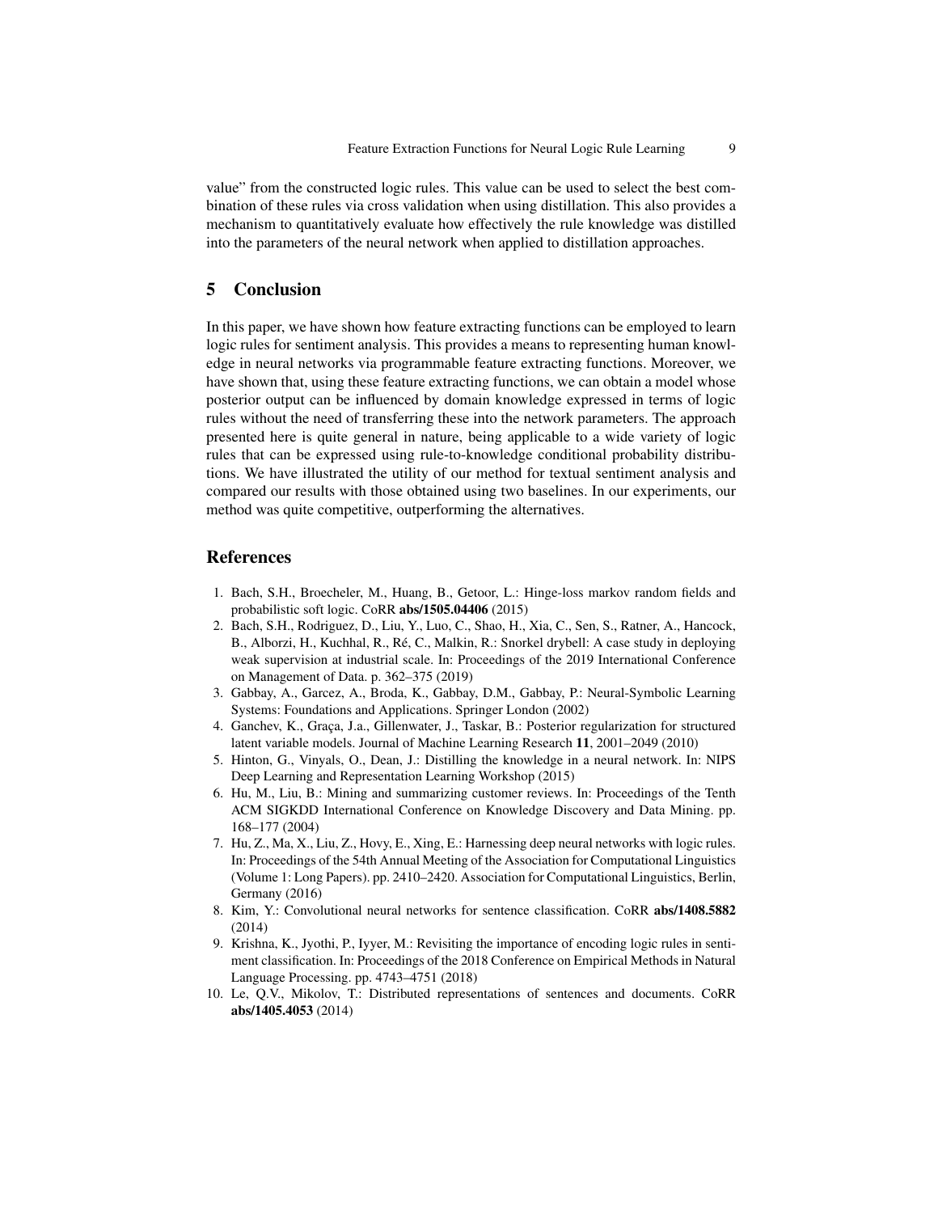value" from the constructed logic rules. This value can be used to select the best combination of these rules via cross validation when using distillation. This also provides a mechanism to quantitatively evaluate how effectively the rule knowledge was distilled into the parameters of the neural network when applied to distillation approaches.

## 5 Conclusion

In this paper, we have shown how feature extracting functions can be employed to learn logic rules for sentiment analysis. This provides a means to representing human knowledge in neural networks via programmable feature extracting functions. Moreover, we have shown that, using these feature extracting functions, we can obtain a model whose posterior output can be influenced by domain knowledge expressed in terms of logic rules without the need of transferring these into the network parameters. The approach presented here is quite general in nature, being applicable to a wide variety of logic rules that can be expressed using rule-to-knowledge conditional probability distributions. We have illustrated the utility of our method for textual sentiment analysis and compared our results with those obtained using two baselines. In our experiments, our method was quite competitive, outperforming the alternatives.

## References

1. Bach, S.H., Broecheler, M., Huang, B., Getoor, L.: Hinge-loss markov random fields and probabilistic soft logic. CoRR **abs/1505.04406** (2015)
2. Bach, S.H., Rodriguez, D., Liu, Y., Luo, C., Shao, H., Xia, C., Sen, S., Ratner, A., Hancock, B., Alborzi, H., Kuchhal, R., Ré, C., Malkin, R.: Snorkel drybell: A case study in deploying weak supervision at industrial scale. In: Proceedings of the 2019 International Conference on Management of Data. p. 362–375 (2019)
3. Gabbay, A., Garcez, A., Broda, K., Gabbay, D.M., Gabbay, P.: Neural-Symbolic Learning Systems: Foundations and Applications. Springer London (2002)
4. Ganchev, K., Graça, J.a., Gillenwater, J., Taskar, B.: Posterior regularization for structured latent variable models. Journal of Machine Learning Research **11**, 2001–2049 (2010)
5. Hinton, G., Vinyals, O., Dean, J.: Distilling the knowledge in a neural network. In: NIPS Deep Learning and Representation Learning Workshop (2015)
6. Hu, M., Liu, B.: Mining and summarizing customer reviews. In: Proceedings of the Tenth ACM SIGKDD International Conference on Knowledge Discovery and Data Mining. pp. 168–177 (2004)
7. Hu, Z., Ma, X., Liu, Z., Hovy, E., Xing, E.: Harnessing deep neural networks with logic rules. In: Proceedings of the 54th Annual Meeting of the Association for Computational Linguistics (Volume 1: Long Papers). pp. 2410–2420. Association for Computational Linguistics, Berlin, Germany (2016)
8. Kim, Y.: Convolutional neural networks for sentence classification. CoRR **abs/1408.5882** (2014)
9. Krishna, K., Jyothi, P., Iyyer, M.: Revisiting the importance of encoding logic rules in sentiment classification. In: Proceedings of the 2018 Conference on Empirical Methods in Natural Language Processing. pp. 4743–4751 (2018)
10. Le, Q.V., Mikolov, T.: Distributed representations of sentences and documents. CoRR **abs/1405.4053** (2014)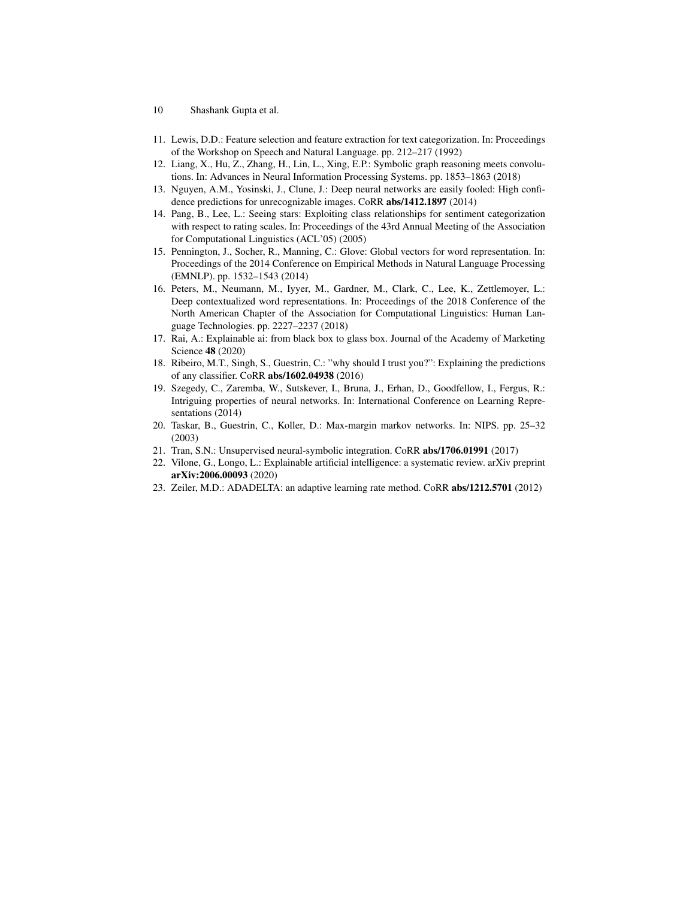11. Lewis, D.D.: Feature selection and feature extraction for text categorization. In: Proceedings of the Workshop on Speech and Natural Language. pp. 212–217 (1992)
12. Liang, X., Hu, Z., Zhang, H., Lin, L., Xing, E.P.: Symbolic graph reasoning meets convolutions. In: Advances in Neural Information Processing Systems. pp. 1853–1863 (2018)
13. Nguyen, A.M., Yosinski, J., Clune, J.: Deep neural networks are easily fooled: High confidence predictions for unrecognizable images. CoRR **abs/1412.1897** (2014)
14. Pang, B., Lee, L.: Seeing stars: Exploiting class relationships for sentiment categorization with respect to rating scales. In: Proceedings of the 43rd Annual Meeting of the Association for Computational Linguistics (ACL'05) (2005)
15. Pennington, J., Socher, R., Manning, C.: Glove: Global vectors for word representation. In: Proceedings of the 2014 Conference on Empirical Methods in Natural Language Processing (EMNLP). pp. 1532–1543 (2014)
16. Peters, M., Neumann, M., Iyyer, M., Gardner, M., Clark, C., Lee, K., Zettlemoyer, L.: Deep contextualized word representations. In: Proceedings of the 2018 Conference of the North American Chapter of the Association for Computational Linguistics: Human Language Technologies. pp. 2227–2237 (2018)
17. Rai, A.: Explainable ai: from black box to glass box. Journal of the Academy of Marketing Science **48** (2020)
18. Ribeiro, M.T., Singh, S., Guestrin, C.: "why should I trust you?": Explaining the predictions of any classifier. CoRR **abs/1602.04938** (2016)
19. Szegedy, C., Zaremba, W., Sutskever, I., Bruna, J., Erhan, D., Goodfellow, I., Fergus, R.: Intriguing properties of neural networks. In: International Conference on Learning Representations (2014)
20. Taskar, B., Guestrin, C., Koller, D.: Max-margin markov networks. In: NIPS. pp. 25–32 (2003)
21. Tran, S.N.: Unsupervised neural-symbolic integration. CoRR **abs/1706.01991** (2017)
22. Vilone, G., Longo, L.: Explainable artificial intelligence: a systematic review. arXiv preprint **arXiv:2006.00093** (2020)
23. Zeiler, M.D.: ADADELTA: an adaptive learning rate method. CoRR **abs/1212.5701** (2012)